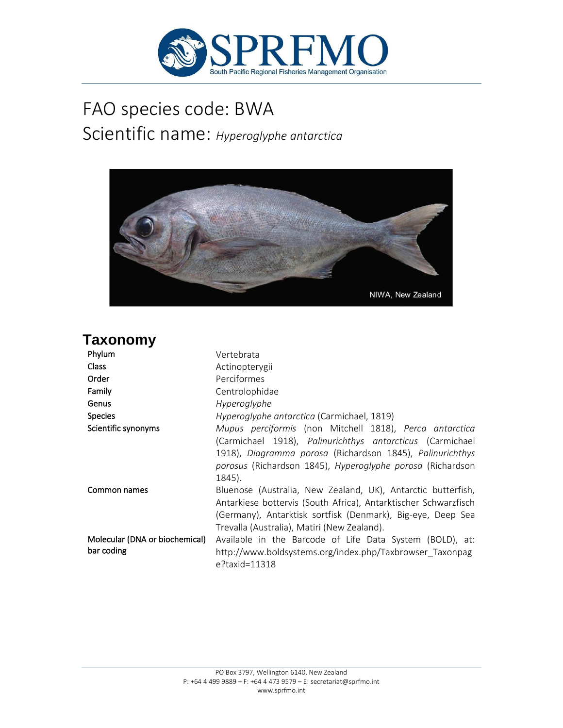# FAO species code: BWA

# Scientific name: *Hyperoglyphe antarctica*

NIWA, New Zealand

## Taxonomy

| | |
|---|---|
| **Phylum** | Vertebrata |
| **Class** | Actinopterygii |
| **Order** | Perciformes |
| **Family** | Centrolophidae |
| **Genus** | *Hyperoglyphe* |
| **Species** | *Hyperoglyphe antarctica* (Carmichael, 1819) |
| **Scientific synonyms** | *Mupus perciformis* (non Mitchell 1818), *Perca antarctica* (Carmichael 1918), *Palinurichthys antarcticus* (Carmichael 1918), *Diagramma porosa* (Richardson 1845), *Palinurichthys porosus* (Richardson 1845), *Hyperoglyphe porosa* (Richardson 1845). |
| **Common names** | Bluenose (Australia, New Zealand, UK), Antarctic butterfish, Antarkiese bottervis (South Africa), Antarktischer Schwarzfisch (Germany), Antarktisk sortfisk (Denmark), Big-eye, Deep Sea Trevalla (Australia), Matiri (New Zealand). |
| **Molecular (DNA or biochemical) bar coding** | Available in the Barcode of Life Data System (BOLD), at: http://www.boldsystems.org/index.php/Taxbrowser_Taxonpage?taxid=11318 |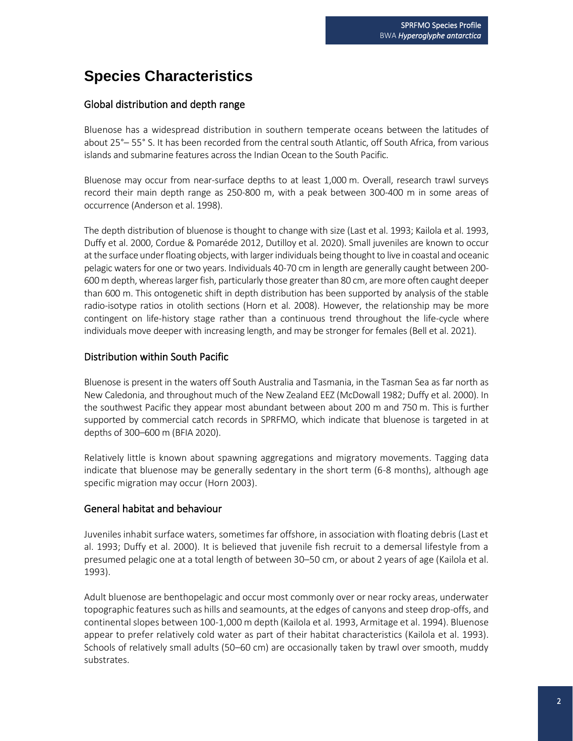# Species Characteristics

## Global distribution and depth range

Bluenose has a widespread distribution in southern temperate oceans between the latitudes of about 25°– 55° S. It has been recorded from the central south Atlantic, off South Africa, from various islands and submarine features across the Indian Ocean to the South Pacific.

Bluenose may occur from near-surface depths to at least 1,000 m. Overall, research trawl surveys record their main depth range as 250-800 m, with a peak between 300-400 m in some areas of occurrence (Anderson et al. 1998).

The depth distribution of bluenose is thought to change with size (Last et al. 1993; Kailola et al. 1993, Duffy et al. 2000, Cordue & Pomaréde 2012, Dutilloy et al. 2020). Small juveniles are known to occur at the surface under floating objects, with larger individuals being thought to live in coastal and oceanic pelagic waters for one or two years. Individuals 40-70 cm in length are generally caught between 200-600 m depth, whereas larger fish, particularly those greater than 80 cm, are more often caught deeper than 600 m. This ontogenetic shift in depth distribution has been supported by analysis of the stable radio-isotype ratios in otolith sections (Horn et al. 2008). However, the relationship may be more contingent on life-history stage rather than a continuous trend throughout the life-cycle where individuals move deeper with increasing length, and may be stronger for females (Bell et al. 2021).

## Distribution within South Pacific

Bluenose is present in the waters off South Australia and Tasmania, in the Tasman Sea as far north as New Caledonia, and throughout much of the New Zealand EEZ (McDowall 1982; Duffy et al. 2000). In the southwest Pacific they appear most abundant between about 200 m and 750 m. This is further supported by commercial catch records in SPRFMO, which indicate that bluenose is targeted in at depths of 300–600 m (BFIA 2020).

Relatively little is known about spawning aggregations and migratory movements. Tagging data indicate that bluenose may be generally sedentary in the short term (6-8 months), although age specific migration may occur (Horn 2003).

## General habitat and behaviour

Juveniles inhabit surface waters, sometimes far offshore, in association with floating debris (Last et al. 1993; Duffy et al. 2000). It is believed that juvenile fish recruit to a demersal lifestyle from a presumed pelagic one at a total length of between 30–50 cm, or about 2 years of age (Kailola et al. 1993).

Adult bluenose are benthopelagic and occur most commonly over or near rocky areas, underwater topographic features such as hills and seamounts, at the edges of canyons and steep drop-offs, and continental slopes between 100-1,000 m depth (Kailola et al. 1993, Armitage et al. 1994). Bluenose appear to prefer relatively cold water as part of their habitat characteristics (Kailola et al. 1993). Schools of relatively small adults (50–60 cm) are occasionally taken by trawl over smooth, muddy substrates.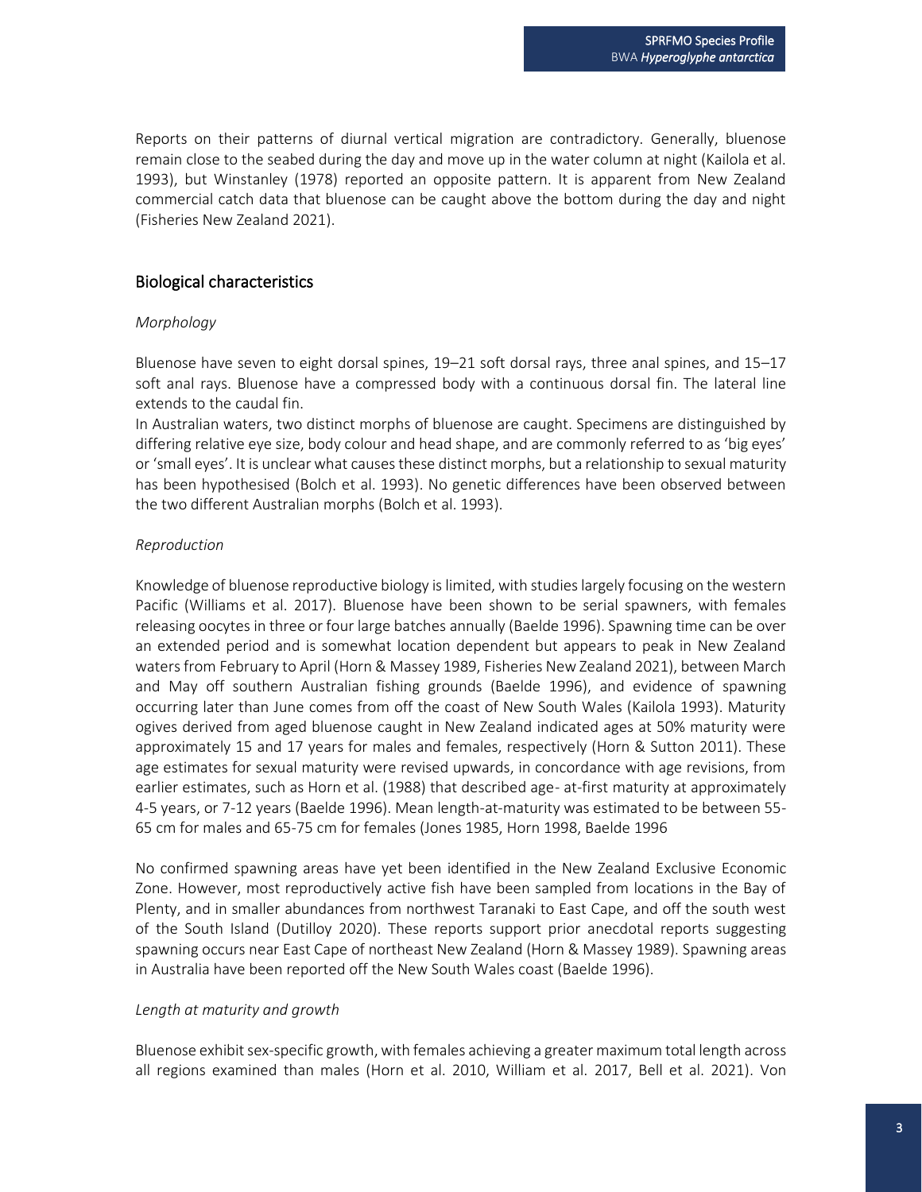Reports on their patterns of diurnal vertical migration are contradictory. Generally, bluenose remain close to the seabed during the day and move up in the water column at night (Kailola et al. 1993), but Winstanley (1978) reported an opposite pattern. It is apparent from New Zealand commercial catch data that bluenose can be caught above the bottom during the day and night (Fisheries New Zealand 2021).

## Biological characteristics

### *Morphology*

Bluenose have seven to eight dorsal spines, 19–21 soft dorsal rays, three anal spines, and 15–17 soft anal rays. Bluenose have a compressed body with a continuous dorsal fin. The lateral line extends to the caudal fin.

In Australian waters, two distinct morphs of bluenose are caught. Specimens are distinguished by differing relative eye size, body colour and head shape, and are commonly referred to as 'big eyes' or 'small eyes'. It is unclear what causes these distinct morphs, but a relationship to sexual maturity has been hypothesised (Bolch et al. 1993). No genetic differences have been observed between the two different Australian morphs (Bolch et al. 1993).

### *Reproduction*

Knowledge of bluenose reproductive biology is limited, with studies largely focusing on the western Pacific (Williams et al. 2017). Bluenose have been shown to be serial spawners, with females releasing oocytes in three or four large batches annually (Baelde 1996). Spawning time can be over an extended period and is somewhat location dependent but appears to peak in New Zealand waters from February to April (Horn & Massey 1989, Fisheries New Zealand 2021), between March and May off southern Australian fishing grounds (Baelde 1996), and evidence of spawning occurring later than June comes from off the coast of New South Wales (Kailola 1993). Maturity ogives derived from aged bluenose caught in New Zealand indicated ages at 50% maturity were approximately 15 and 17 years for males and females, respectively (Horn & Sutton 2011). These age estimates for sexual maturity were revised upwards, in concordance with age revisions, from earlier estimates, such as Horn et al. (1988) that described age- at-first maturity at approximately 4-5 years, or 7-12 years (Baelde 1996). Mean length-at-maturity was estimated to be between 55-65 cm for males and 65-75 cm for females (Jones 1985, Horn 1998, Baelde 1996

No confirmed spawning areas have yet been identified in the New Zealand Exclusive Economic Zone. However, most reproductively active fish have been sampled from locations in the Bay of Plenty, and in smaller abundances from northwest Taranaki to East Cape, and off the south west of the South Island (Dutilloy 2020). These reports support prior anecdotal reports suggesting spawning occurs near East Cape of northeast New Zealand (Horn & Massey 1989). Spawning areas in Australia have been reported off the New South Wales coast (Baelde 1996).

### *Length at maturity and growth*

Bluenose exhibit sex-specific growth, with females achieving a greater maximum total length across all regions examined than males (Horn et al. 2010, William et al. 2017, Bell et al. 2021). Von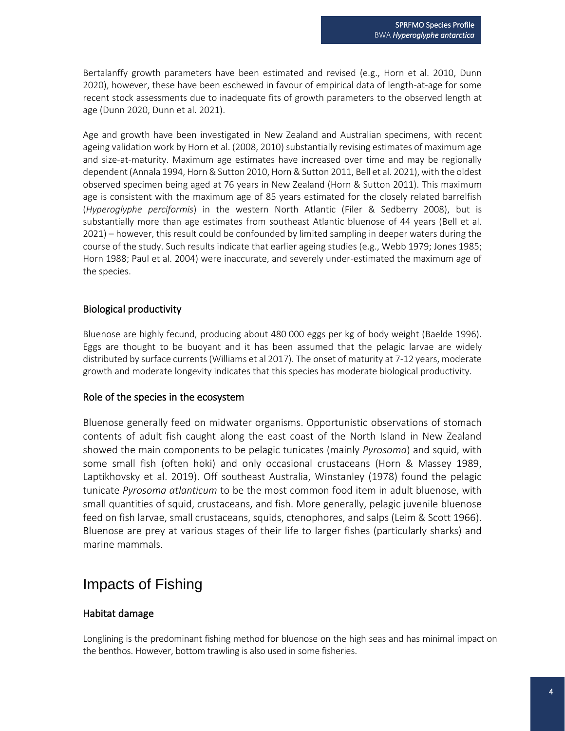Bertalanffy growth parameters have been estimated and revised (e.g., Horn et al. 2010, Dunn 2020), however, these have been eschewed in favour of empirical data of length-at-age for some recent stock assessments due to inadequate fits of growth parameters to the observed length at age (Dunn 2020, Dunn et al. 2021).

Age and growth have been investigated in New Zealand and Australian specimens, with recent ageing validation work by Horn et al. (2008, 2010) substantially revising estimates of maximum age and size-at-maturity. Maximum age estimates have increased over time and may be regionally dependent (Annala 1994, Horn & Sutton 2010, Horn & Sutton 2011, Bell et al. 2021), with the oldest observed specimen being aged at 76 years in New Zealand (Horn & Sutton 2011). This maximum age is consistent with the maximum age of 85 years estimated for the closely related barrelfish (*Hyperoglyphe perciformis*) in the western North Atlantic (Filer & Sedberry 2008), but is substantially more than age estimates from southeast Atlantic bluenose of 44 years (Bell et al. 2021) – however, this result could be confounded by limited sampling in deeper waters during the course of the study. Such results indicate that earlier ageing studies (e.g., Webb 1979; Jones 1985; Horn 1988; Paul et al. 2004) were inaccurate, and severely under-estimated the maximum age of the species.

### Biological productivity

Bluenose are highly fecund, producing about 480 000 eggs per kg of body weight (Baelde 1996). Eggs are thought to be buoyant and it has been assumed that the pelagic larvae are widely distributed by surface currents (Williams et al 2017). The onset of maturity at 7-12 years, moderate growth and moderate longevity indicates that this species has moderate biological productivity.

### Role of the species in the ecosystem

Bluenose generally feed on midwater organisms. Opportunistic observations of stomach contents of adult fish caught along the east coast of the North Island in New Zealand showed the main components to be pelagic tunicates (mainly *Pyrosoma*) and squid, with some small fish (often hoki) and only occasional crustaceans (Horn & Massey 1989, Laptikhovsky et al. 2019). Off southeast Australia, Winstanley (1978) found the pelagic tunicate *Pyrosoma atlanticum* to be the most common food item in adult bluenose, with small quantities of squid, crustaceans, and fish. More generally, pelagic juvenile bluenose feed on fish larvae, small crustaceans, squids, ctenophores, and salps (Leim & Scott 1966). Bluenose are prey at various stages of their life to larger fishes (particularly sharks) and marine mammals.

## Impacts of Fishing

### Habitat damage

Longlining is the predominant fishing method for bluenose on the high seas and has minimal impact on the benthos. However, bottom trawling is also used in some fisheries.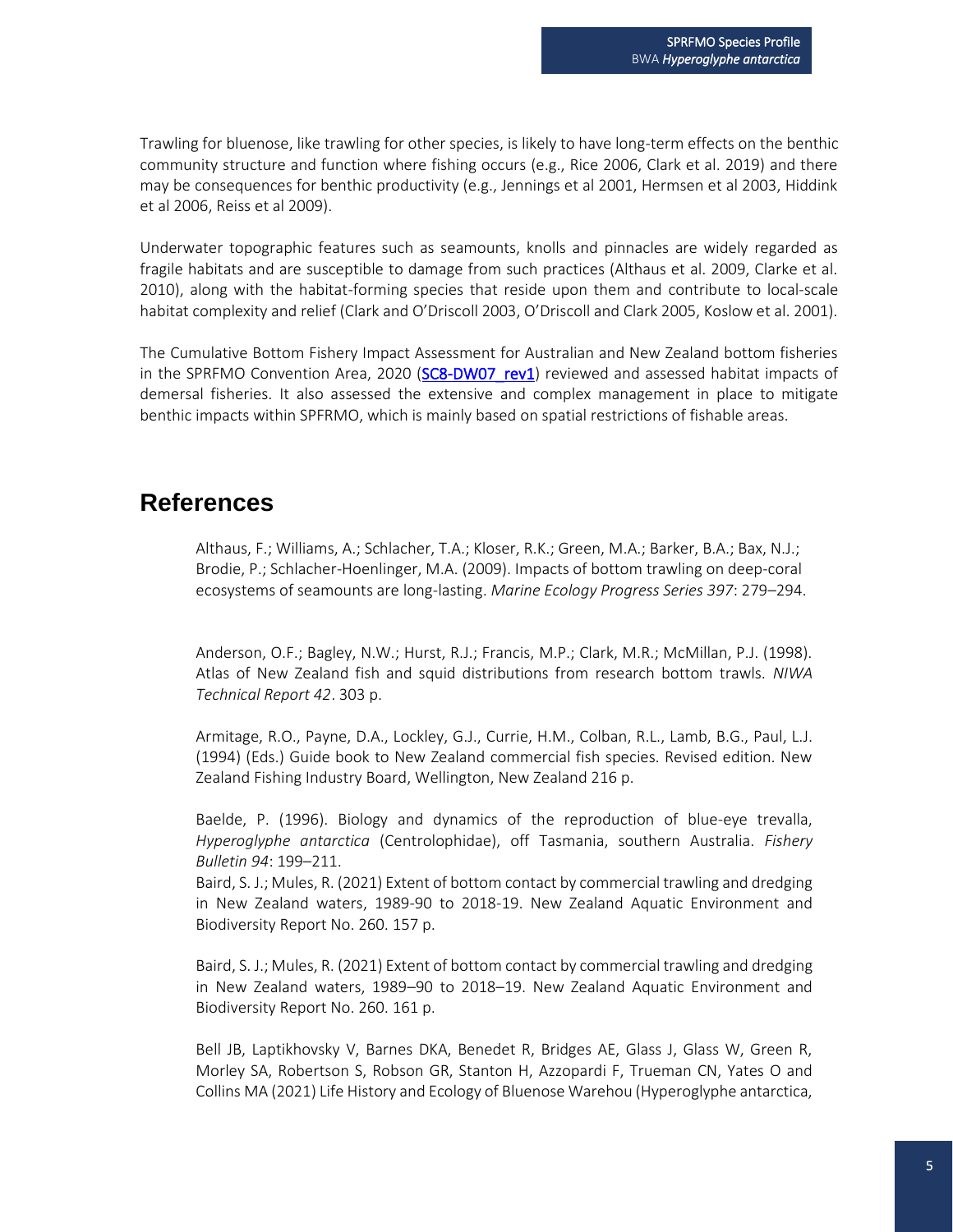Trawling for bluenose, like trawling for other species, is likely to have long-term effects on the benthic community structure and function where fishing occurs (e.g., Rice 2006, Clark et al. 2019) and there may be consequences for benthic productivity (e.g., Jennings et al 2001, Hermsen et al 2003, Hiddink et al 2006, Reiss et al 2009).

Underwater topographic features such as seamounts, knolls and pinnacles are widely regarded as fragile habitats and are susceptible to damage from such practices (Althaus et al. 2009, Clarke et al. 2010), along with the habitat-forming species that reside upon them and contribute to local-scale habitat complexity and relief (Clark and O'Driscoll 2003, O'Driscoll and Clark 2005, Koslow et al. 2001).

The Cumulative Bottom Fishery Impact Assessment for Australian and New Zealand bottom fisheries in the SPRFMO Convention Area, 2020 (SC8-DW07_rev1) reviewed and assessed habitat impacts of demersal fisheries. It also assessed the extensive and complex management in place to mitigate benthic impacts within SPFRMO, which is mainly based on spatial restrictions of fishable areas.

# References

Althaus, F.; Williams, A.; Schlacher, T.A.; Kloser, R.K.; Green, M.A.; Barker, B.A.; Bax, N.J.; Brodie, P.; Schlacher-Hoenlinger, M.A. (2009). Impacts of bottom trawling on deep-coral ecosystems of seamounts are long-lasting. *Marine Ecology Progress Series 397*: 279–294.

Anderson, O.F.; Bagley, N.W.; Hurst, R.J.; Francis, M.P.; Clark, M.R.; McMillan, P.J. (1998). Atlas of New Zealand fish and squid distributions from research bottom trawls. *NIWA Technical Report 42*. 303 p.

Armitage, R.O., Payne, D.A., Lockley, G.J., Currie, H.M., Colban, R.L., Lamb, B.G., Paul, L.J. (1994) (Eds.) Guide book to New Zealand commercial fish species. Revised edition. New Zealand Fishing Industry Board, Wellington, New Zealand 216 p.

Baelde, P. (1996). Biology and dynamics of the reproduction of blue-eye trevalla, *Hyperoglyphe antarctica* (Centrolophidae), off Tasmania, southern Australia. *Fishery Bulletin 94*: 199–211.

Baird, S. J.; Mules, R. (2021) Extent of bottom contact by commercial trawling and dredging in New Zealand waters, 1989-90 to 2018-19. New Zealand Aquatic Environment and Biodiversity Report No. 260. 157 p.

Baird, S. J.; Mules, R. (2021) Extent of bottom contact by commercial trawling and dredging in New Zealand waters, 1989–90 to 2018–19. New Zealand Aquatic Environment and Biodiversity Report No. 260. 161 p.

Bell JB, Laptikhovsky V, Barnes DKA, Benedet R, Bridges AE, Glass J, Glass W, Green R, Morley SA, Robertson S, Robson GR, Stanton H, Azzopardi F, Trueman CN, Yates O and Collins MA (2021) Life History and Ecology of Bluenose Warehou (Hyperoglyphe antarctica,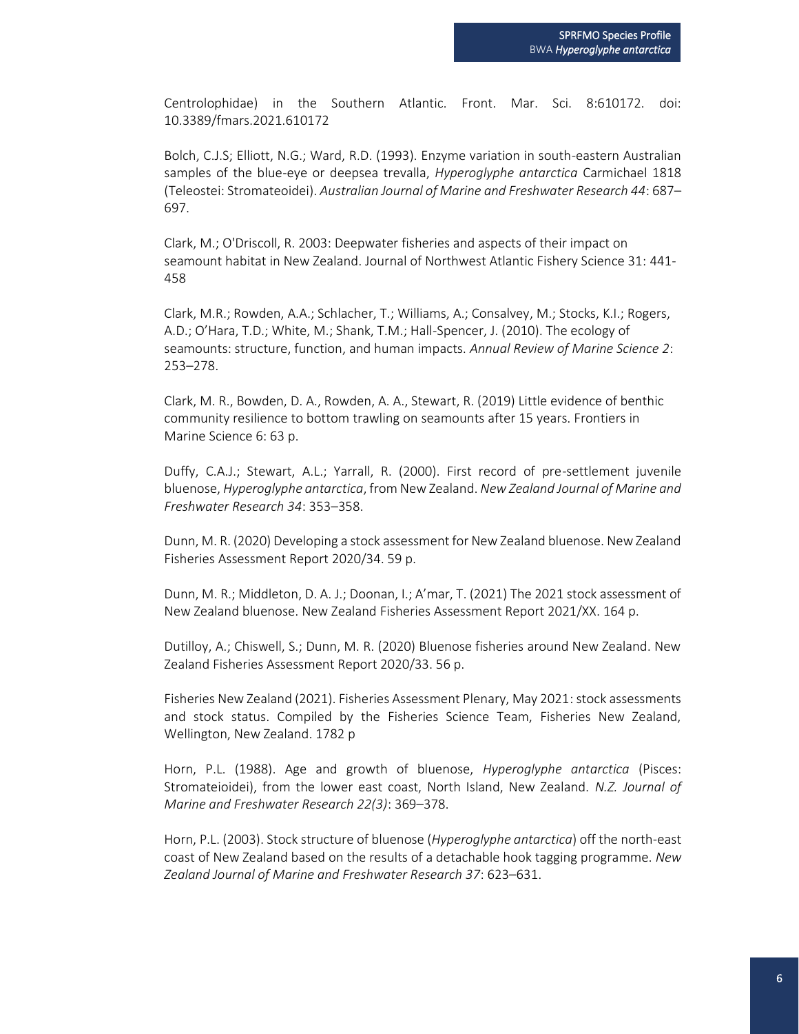Centrolophidae) in the Southern Atlantic. Front. Mar. Sci. 8:610172. doi: 10.3389/fmars.2021.610172

Bolch, C.J.S; Elliott, N.G.; Ward, R.D. (1993). Enzyme variation in south-eastern Australian samples of the blue-eye or deepsea trevalla, *Hyperoglyphe antarctica* Carmichael 1818 (Teleostei: Stromateoidei). *Australian Journal of Marine and Freshwater Research 44*: 687–697.

Clark, M.; O'Driscoll, R. 2003: Deepwater fisheries and aspects of their impact on seamount habitat in New Zealand. Journal of Northwest Atlantic Fishery Science 31: 441-458

Clark, M.R.; Rowden, A.A.; Schlacher, T.; Williams, A.; Consalvey, M.; Stocks, K.I.; Rogers, A.D.; O'Hara, T.D.; White, M.; Shank, T.M.; Hall-Spencer, J. (2010). The ecology of seamounts: structure, function, and human impacts. *Annual Review of Marine Science 2*: 253–278.

Clark, M. R., Bowden, D. A., Rowden, A. A., Stewart, R. (2019) Little evidence of benthic community resilience to bottom trawling on seamounts after 15 years. Frontiers in Marine Science 6: 63 p.

Duffy, C.A.J.; Stewart, A.L.; Yarrall, R. (2000). First record of pre-settlement juvenile bluenose, *Hyperoglyphe antarctica*, from New Zealand. *New Zealand Journal of Marine and Freshwater Research 34*: 353–358.

Dunn, M. R. (2020) Developing a stock assessment for New Zealand bluenose. New Zealand Fisheries Assessment Report 2020/34. 59 p.

Dunn, M. R.; Middleton, D. A. J.; Doonan, I.; A'mar, T. (2021) The 2021 stock assessment of New Zealand bluenose. New Zealand Fisheries Assessment Report 2021/XX. 164 p.

Dutilloy, A.; Chiswell, S.; Dunn, M. R. (2020) Bluenose fisheries around New Zealand. New Zealand Fisheries Assessment Report 2020/33. 56 p.

Fisheries New Zealand (2021). Fisheries Assessment Plenary, May 2021: stock assessments and stock status. Compiled by the Fisheries Science Team, Fisheries New Zealand, Wellington, New Zealand. 1782 p

Horn, P.L. (1988). Age and growth of bluenose, *Hyperoglyphe antarctica* (Pisces: Stromateioidei), from the lower east coast, North Island, New Zealand. *N.Z. Journal of Marine and Freshwater Research 22(3)*: 369–378.

Horn, P.L. (2003). Stock structure of bluenose (*Hyperoglyphe antarctica*) off the north-east coast of New Zealand based on the results of a detachable hook tagging programme. *New Zealand Journal of Marine and Freshwater Research 37*: 623–631.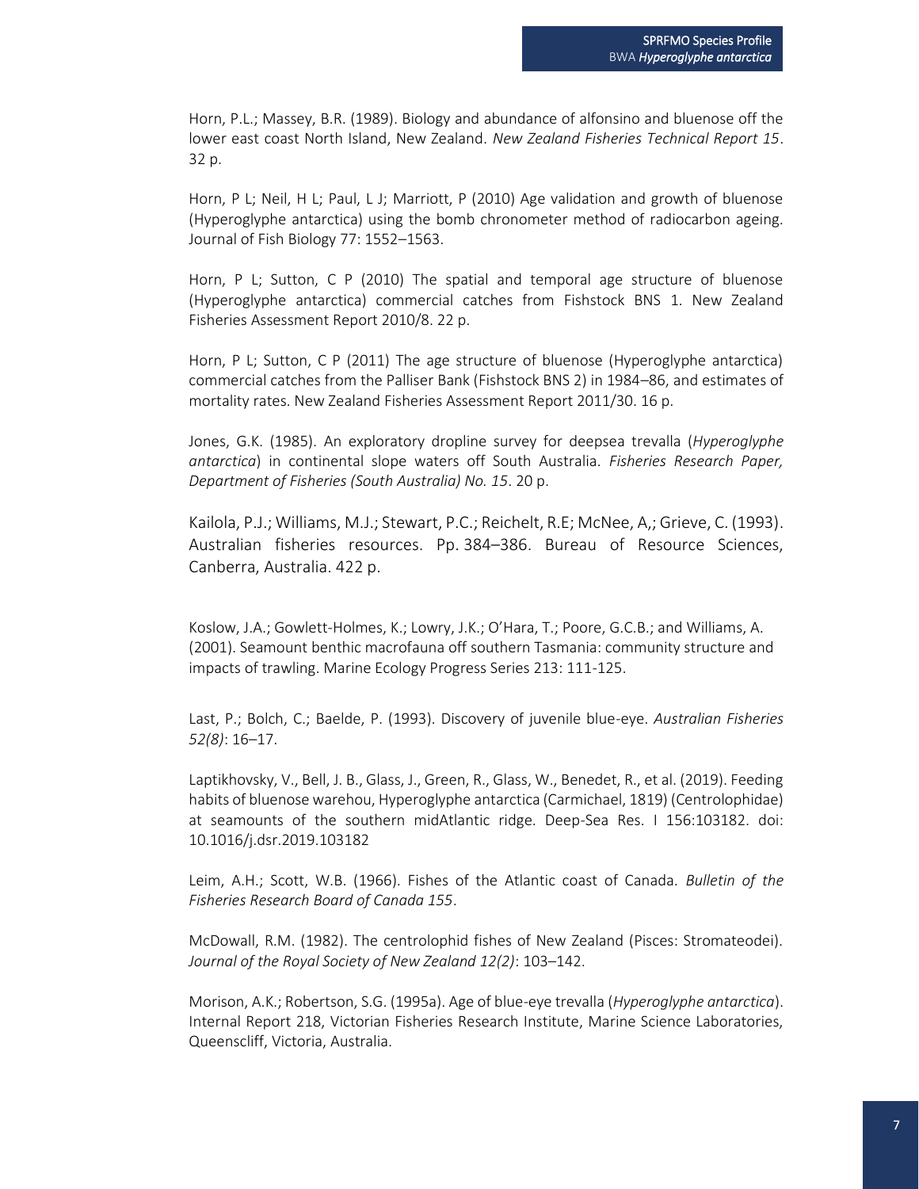Horn, P.L.; Massey, B.R. (1989). Biology and abundance of alfonsino and bluenose off the lower east coast North Island, New Zealand. *New Zealand Fisheries Technical Report 15*. 32 p.

Horn, P L; Neil, H L; Paul, L J; Marriott, P (2010) Age validation and growth of bluenose (Hyperoglyphe antarctica) using the bomb chronometer method of radiocarbon ageing. Journal of Fish Biology 77: 1552–1563.

Horn, P L; Sutton, C P (2010) The spatial and temporal age structure of bluenose (Hyperoglyphe antarctica) commercial catches from Fishstock BNS 1. New Zealand Fisheries Assessment Report 2010/8. 22 p.

Horn, P L; Sutton, C P (2011) The age structure of bluenose (Hyperoglyphe antarctica) commercial catches from the Palliser Bank (Fishstock BNS 2) in 1984–86, and estimates of mortality rates. New Zealand Fisheries Assessment Report 2011/30. 16 p.

Jones, G.K. (1985). An exploratory dropline survey for deepsea trevalla (*Hyperoglyphe antarctica*) in continental slope waters off South Australia. *Fisheries Research Paper, Department of Fisheries (South Australia) No. 15*. 20 p.

Kailola, P.J.; Williams, M.J.; Stewart, P.C.; Reichelt, R.E; McNee, A,; Grieve, C. (1993). Australian fisheries resources. Pp. 384–386. Bureau of Resource Sciences, Canberra, Australia. 422 p.

Koslow, J.A.; Gowlett-Holmes, K.; Lowry, J.K.; O'Hara, T.; Poore, G.C.B.; and Williams, A. (2001). Seamount benthic macrofauna off southern Tasmania: community structure and impacts of trawling. Marine Ecology Progress Series 213: 111-125.

Last, P.; Bolch, C.; Baelde, P. (1993). Discovery of juvenile blue-eye. *Australian Fisheries 52(8)*: 16–17.

Laptikhovsky, V., Bell, J. B., Glass, J., Green, R., Glass, W., Benedet, R., et al. (2019). Feeding habits of bluenose warehou, Hyperoglyphe antarctica (Carmichael, 1819) (Centrolophidae) at seamounts of the southern midAtlantic ridge. Deep-Sea Res. I 156:103182. doi: 10.1016/j.dsr.2019.103182

Leim, A.H.; Scott, W.B. (1966). Fishes of the Atlantic coast of Canada. *Bulletin of the Fisheries Research Board of Canada 155*.

McDowall, R.M. (1982). The centrolophid fishes of New Zealand (Pisces: Stromateodei). *Journal of the Royal Society of New Zealand 12(2)*: 103–142.

Morison, A.K.; Robertson, S.G. (1995a). Age of blue-eye trevalla (*Hyperoglyphe antarctica*). Internal Report 218, Victorian Fisheries Research Institute, Marine Science Laboratories, Queenscliff, Victoria, Australia.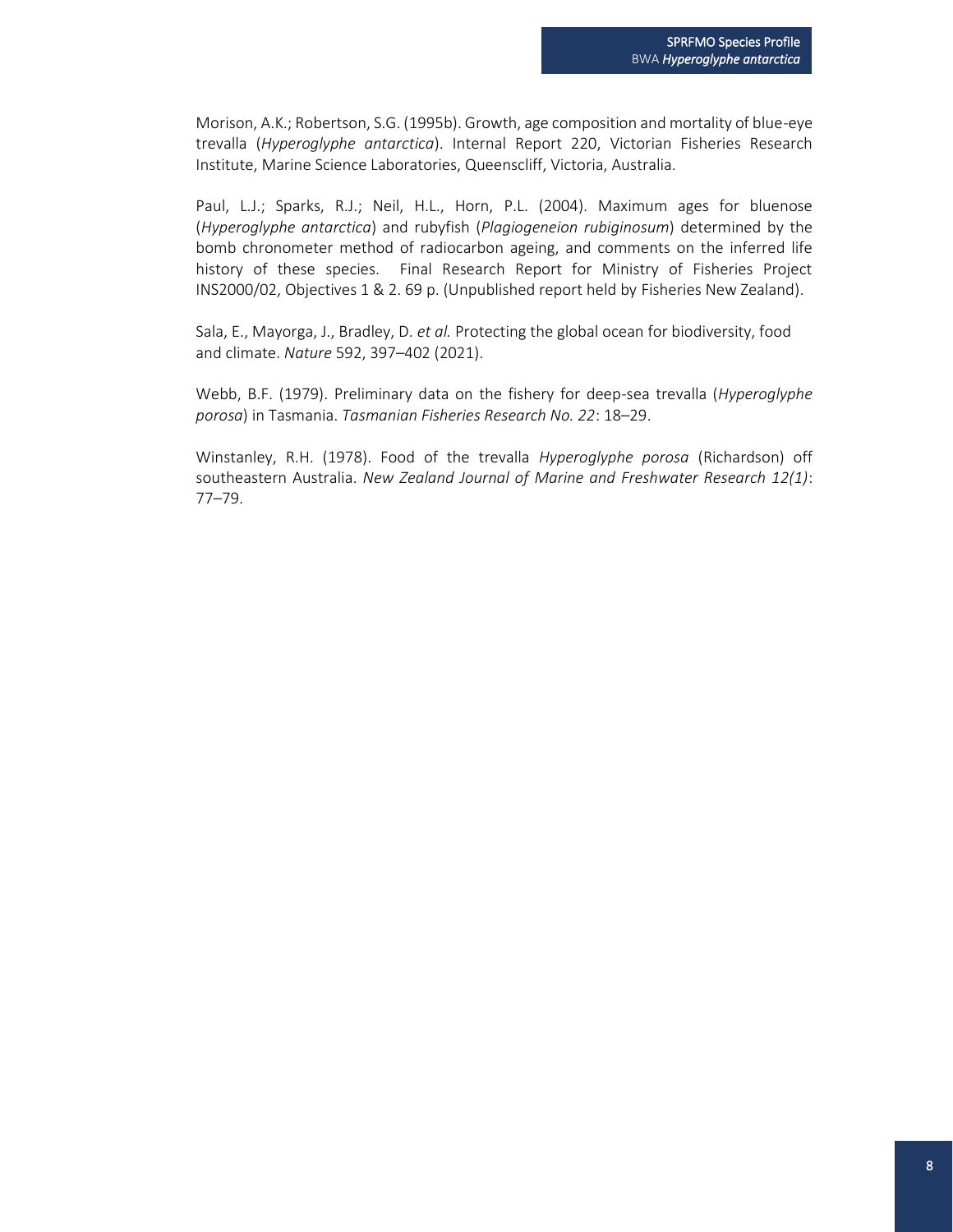Morison, A.K.; Robertson, S.G. (1995b). Growth, age composition and mortality of blue-eye trevalla (*Hyperoglyphe antarctica*). Internal Report 220, Victorian Fisheries Research Institute, Marine Science Laboratories, Queenscliff, Victoria, Australia.

Paul, L.J.; Sparks, R.J.; Neil, H.L., Horn, P.L. (2004). Maximum ages for bluenose (*Hyperoglyphe antarctica*) and rubyfish (*Plagiogeneion rubiginosum*) determined by the bomb chronometer method of radiocarbon ageing, and comments on the inferred life history of these species. Final Research Report for Ministry of Fisheries Project INS2000/02, Objectives 1 & 2. 69 p. (Unpublished report held by Fisheries New Zealand).

Sala, E., Mayorga, J., Bradley, D. *et al.* Protecting the global ocean for biodiversity, food and climate. *Nature* 592, 397–402 (2021).

Webb, B.F. (1979). Preliminary data on the fishery for deep-sea trevalla (*Hyperoglyphe porosa*) in Tasmania. *Tasmanian Fisheries Research No. 22*: 18–29.

Winstanley, R.H. (1978). Food of the trevalla *Hyperoglyphe porosa* (Richardson) off southeastern Australia. *New Zealand Journal of Marine and Freshwater Research 12(1)*: 77–79.